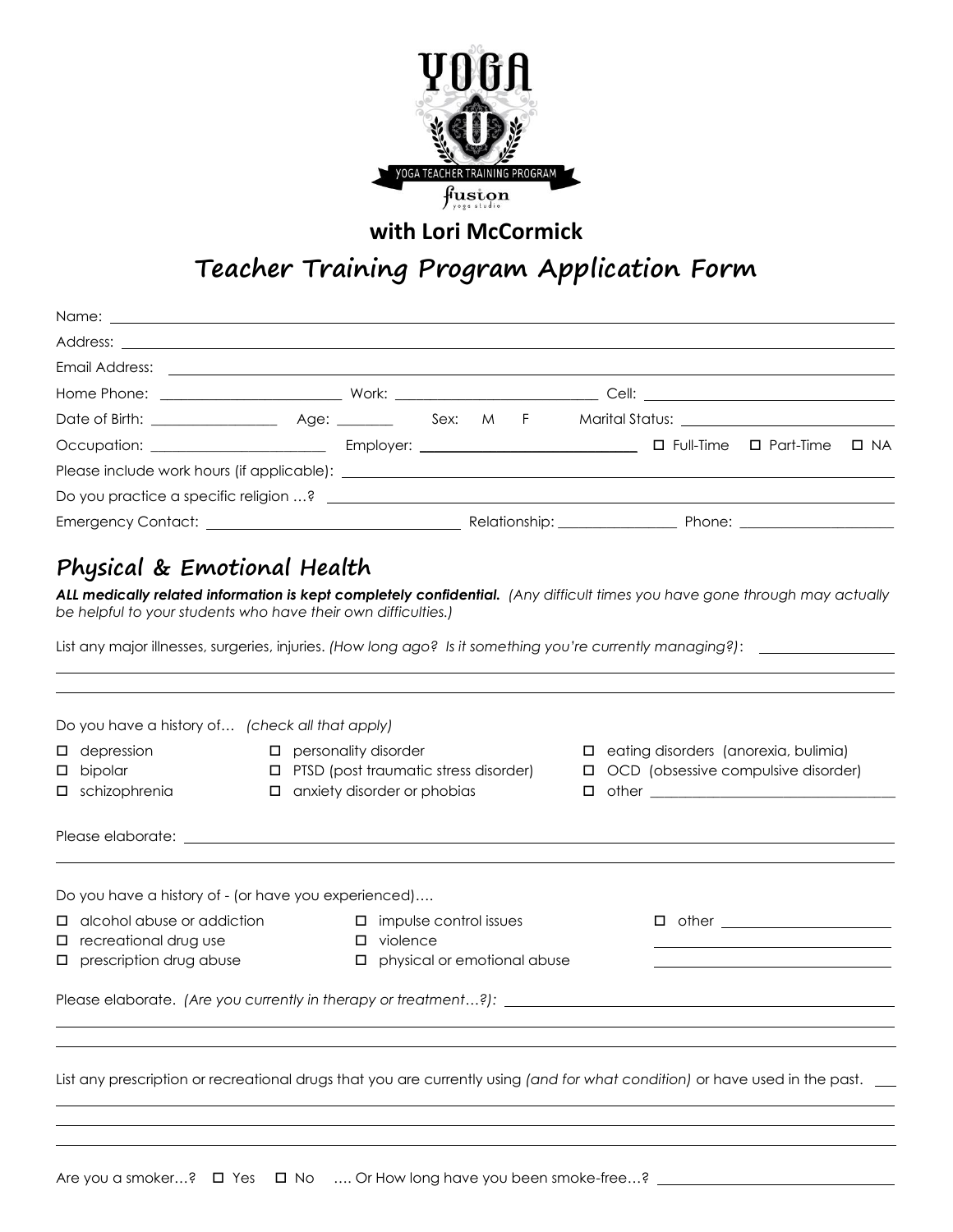YOGA U — YOGA TEACHER TRAINING PROGRAM — fusion yoga studio

**with Lori McCormick**

# Teacher Training Program Application Form

Name: ______________________________

Address: ______________________________

Email Address: ______________________________

Home Phone: ______________ Work: ______________ Cell: ______________

Date of Birth: ______________ Age: ________ Sex: M F Marital Status: ______________

Occupation: ______________ Employer: ______________ ☐ Full-Time ☐ Part-Time ☐ NA

Please include work hours (if applicable): ______________________________

Do you practice a specific religion …? ______________________________

Emergency Contact: ______________ Relationship: ______________ Phone: ______________

## Physical & Emotional Health

***ALL medically related information is kept completely confidential.*** *(Any difficult times you have gone through may actually be helpful to your students who have their own difficulties.)*

List any major illnesses, surgeries, injuries. *(How long ago? Is it something you're currently managing?)*: ______________

______________________________

______________________________

Do you have a history of… *(check all that apply)*

- ☐ depression
- ☐ bipolar
- ☐ schizophrenia
- ☐ personality disorder
- ☐ PTSD (post traumatic stress disorder)
- ☐ anxiety disorder or phobias
- ☐ eating disorders (anorexia, bulimia)
- ☐ OCD (obsessive compulsive disorder)
- ☐ other ______________

Please elaborate: ______________________________

______________________________

Do you have a history of - (or have you experienced)….

- ☐ alcohol abuse or addiction
- ☐ recreational drug use
- ☐ prescription drug abuse
- ☐ impulse control issues
- ☐ violence
- ☐ physical or emotional abuse
- ☐ other ______________

Please elaborate. *(Are you currently in therapy or treatment…?)*: ______________________________

______________________________

______________________________

List any prescription or recreational drugs that you are currently using *(and for what condition)* or have used in the past. ___

______________________________

______________________________

______________________________

Are you a smoker…? ☐ Yes ☐ No …. Or How long have you been smoke-free…? ______________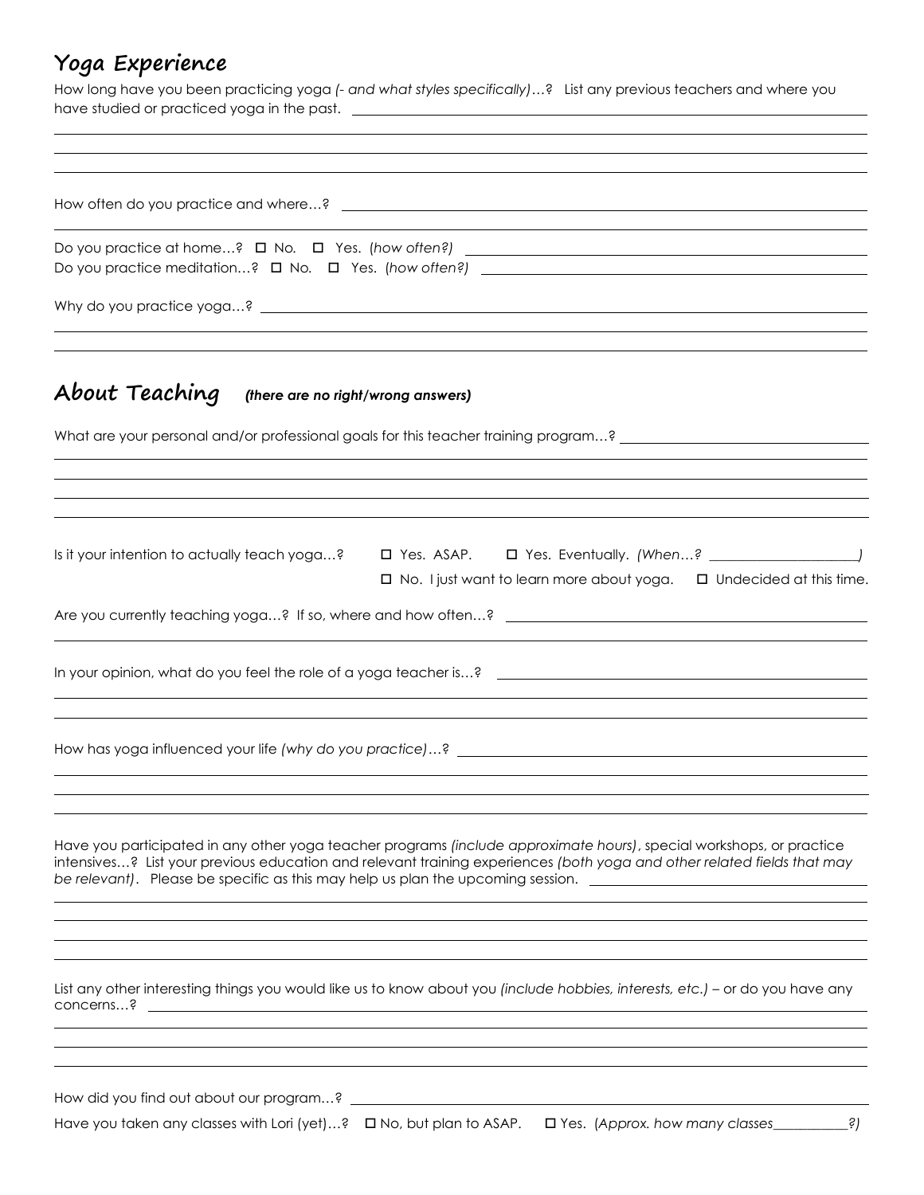## Yoga Experience

How long have you been practicing yoga *(- and what styles specifically)*…? List any previous teachers and where you have studied or practiced yoga in the past. ______________________________

How often do you practice and where…? ______________________________

Do you practice at home…? ☐ No. ☐ Yes. (*how often?)* ______________________________

Do you practice meditation…? ☐ No. ☐ Yes. (*how often?)* ______________________________

Why do you practice yoga…? ______________________________

## About Teaching *(there are no right/wrong answers)*

What are your personal and/or professional goals for this teacher training program…? ______________________________

Is it your intention to actually teach yoga…? ☐ Yes. ASAP. ☐ Yes. Eventually. *(When…? ____________)*
☐ No. I just want to learn more about yoga. ☐ Undecided at this time.

Are you currently teaching yoga…? If so, where and how often…? ______________________________

In your opinion, what do you feel the role of a yoga teacher is…? ______________________________

How has yoga influenced your life *(why do you practice)*…? ______________________________

Have you participated in any other yoga teacher programs *(include approximate hours)*, special workshops, or practice intensives…? List your previous education and relevant training experiences *(both yoga and other related fields that may be relevant)*. Please be specific as this may help us plan the upcoming session. ______________________________

List any other interesting things you would like us to know about you *(include hobbies, interests, etc.)* – or do you have any concerns…? ______________________________

How did you find out about our program…? ______________________________

Have you taken any classes with Lori (yet)…? ☐ No, but plan to ASAP. ☐ Yes. (*Approx. how many classes__________?)*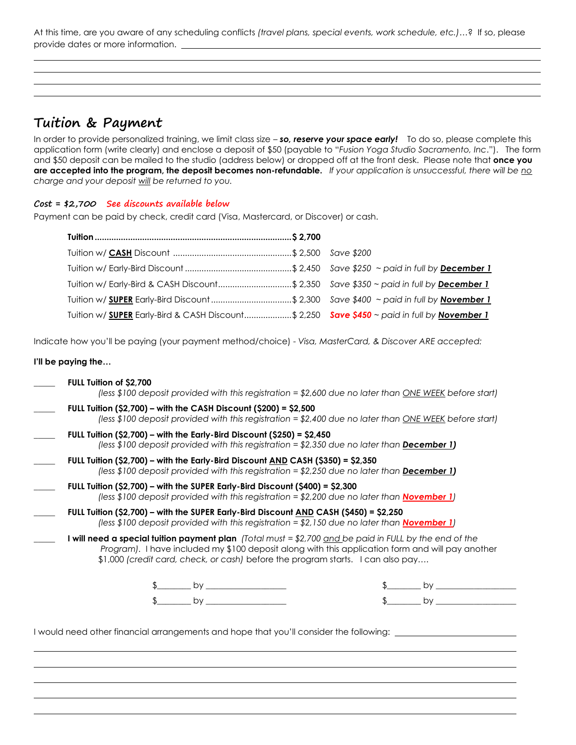At this time, are you aware of any scheduling conflicts *(travel plans, special events, work schedule, etc.)*…? If so, please provide dates or more information. ______________________________________________

______________________________________________

______________________________________________

______________________________________________

______________________________________________

## Tuition & Payment

In order to provide personalized training, we limit class size – ***so, reserve your space early!*** To do so, please complete this application form (write clearly) and enclose a deposit of $50 (payable to "*Fusion Yoga Studio Sacramento, Inc*."). The form and $50 deposit can be mailed to the studio (address below) or dropped off at the front desk. Please note that **once you are accepted into the program, the deposit becomes non-refundable.** *If your application is unsuccessful, there will be no charge and your deposit will be returned to you.*

***Cost = $2,700*** ***See discounts available below***

Payment can be paid by check, credit card (Visa, Mastercard, or Discover) or cash.

| | | |
|---|---|---|
| **Tuition** | **$ 2,700** | |
| Tuition w/ **CASH** Discount | $ 2,500 | *Save $200* |
| Tuition w/ Early-Bird Discount | $ 2,450 | *Save $250 ~ paid in full by* ***December 1*** |
| Tuition w/ Early-Bird & CASH Discount | $ 2,350 | *Save $350 ~ paid in full by* ***December 1*** |
| Tuition w/ **SUPER** Early-Bird Discount | $ 2,300 | *Save $400 ~ paid in full by* ***November 1*** |
| Tuition w/ **SUPER** Early-Bird & CASH Discount | $ 2,250 | ***Save $450*** *~ paid in full by* ***November 1*** |

Indicate how you'll be paying (your payment method/choice) - *Visa, MasterCard, & Discover ARE accepted:*

**I'll be paying the…**

_____ **FULL Tuition of $2,700**
*(less $100 deposit provided with this registration = $2,600 due no later than ONE WEEK before start)*

_____ **FULL Tuition ($2,700) – with the CASH Discount ($200) = $2,500**
*(less $100 deposit provided with this registration = $2,400 due no later than ONE WEEK before start)*

_____ **FULL Tuition ($2,700) – with the Early-Bird Discount ($250) = $2,450**
*(less $100 deposit provided with this registration = $2,350 due no later than* ***December 1****)*

_____ **FULL Tuition ($2,700) – with the Early-Bird Discount AND CASH ($350) = $2,350**
*(less $100 deposit provided with this registration = $2,250 due no later than* ***December 1****)*

_____ **FULL Tuition ($2,700) – with the SUPER Early-Bird Discount ($400) = $2,300**
*(less $100 deposit provided with this registration = $2,200 due no later than* ***November 1****)*

_____ **FULL Tuition ($2,700) – with the SUPER Early-Bird Discount AND CASH ($450) = $2,250**
*(less $100 deposit provided with this registration = $2,150 due no later than* ***November 1****)*

_____ **I will need a special tuition payment plan** *(Total must = $2,700 and be paid in FULL by the end of the Program).* I have included my $100 deposit along with this application form and will pay another $1,000 *(credit card, check, or cash)* before the program starts. I can also pay….

$________ by ________________ $________ by ________________

$________ by ________________ $________ by ________________

I would need other financial arrangements and hope that you'll consider the following: ______________________

______________________________________________

______________________________________________

______________________________________________

______________________________________________

______________________________________________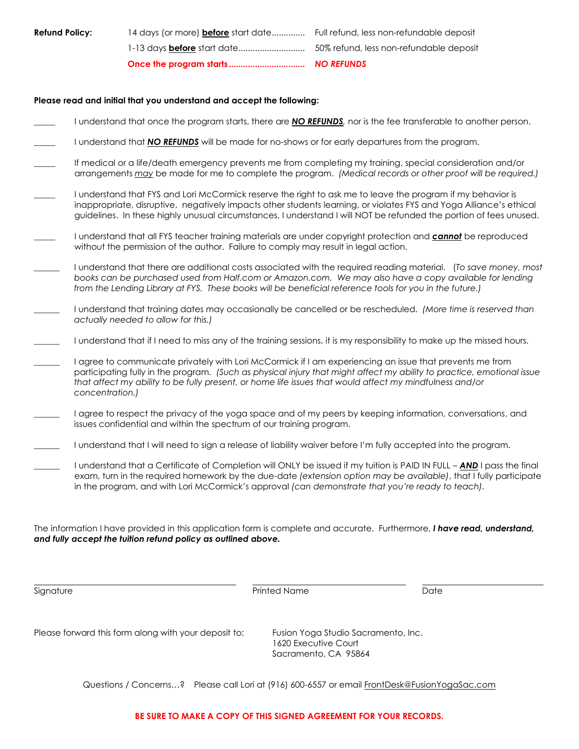| | | |
|---|---|---|
| **Refund Policy:** | 14 days (or more) **before** start date.............. | Full refund, less non-refundable deposit |
| | 1-13 days **before** start date........................... | 50% refund, less non-refundable deposit |
| | **Once the program starts...............................** | ***NO REFUNDS*** |

**Please read and initial that you understand and accept the following:**

_____ I understand that once the program starts, there are ***NO REFUNDS**,* nor is the fee transferable to another person.

_____ I understand that ***NO REFUNDS*** will be made for no-shows or for early departures from the program.

_____ If medical or a life/death emergency prevents me from completing my training, special consideration and/or arrangements *may* be made for me to complete the program. *(Medical records or other proof will be required.)*

_____ I understand that FYS and Lori McCormick reserve the right to ask me to leave the program if my behavior is inappropriate, disruptive, negatively impacts other students learning, or violates FYS and Yoga Alliance's ethical guidelines. In these highly unusual circumstances, I understand I will NOT be refunded the portion of fees unused.

_____ I understand that all FYS teacher training materials are under copyright protection and ***cannot*** be reproduced without the permission of the author. Failure to comply may result in legal action.

______ I understand that there are additional costs associated with the required reading material. *(To save money, most books can be purchased used from Half.com or Amazon.com. We may also have a copy available for lending from the Lending Library at FYS. These books will be beneficial reference tools for you in the future.)*

______ I understand that training dates may occasionally be cancelled or be rescheduled. *(More time is reserved than actually needed to allow for this.)*

______ I understand that if I need to miss any of the training sessions, it is my responsibility to make up the missed hours.

______ I agree to communicate privately with Lori McCormick if I am experiencing an issue that prevents me from participating fully in the program. *(Such as physical injury that might affect my ability to practice, emotional issue that affect my ability to be fully present, or home life issues that would affect my mindfulness and/or concentration.)*

______ I agree to respect the privacy of the yoga space and of my peers by keeping information, conversations, and issues confidential and within the spectrum of our training program.

______ I understand that I will need to sign a release of liability waiver before I'm fully accepted into the program.

______ I understand that a Certificate of Completion will ONLY be issued if my tuition is PAID IN FULL – ***AND*** I pass the final exam, turn in the required homework by the due-date *(extension option may be available)*, that I fully participate in the program, and with Lori McCormick's approval *(can demonstrate that you're ready to teach)*.

The information I have provided in this application form is complete and accurate. Furthermore, ***I have read, understand, and fully accept the tuition refund policy as outlined above.***

| | | |
|---|---|---|
| ______________________________ | ______________________ | __________________ |
| Signature | Printed Name | Date |

Please forward this form along with your deposit to:

Fusion Yoga Studio Sacramento, Inc.
1620 Executive Court
Sacramento, CA 95864

Questions / Concerns…? Please call Lori at (916) 600-6557 or email FrontDesk@FusionYogaSac.com

**BE SURE TO MAKE A COPY OF THIS SIGNED AGREEMENT FOR YOUR RECORDS.**